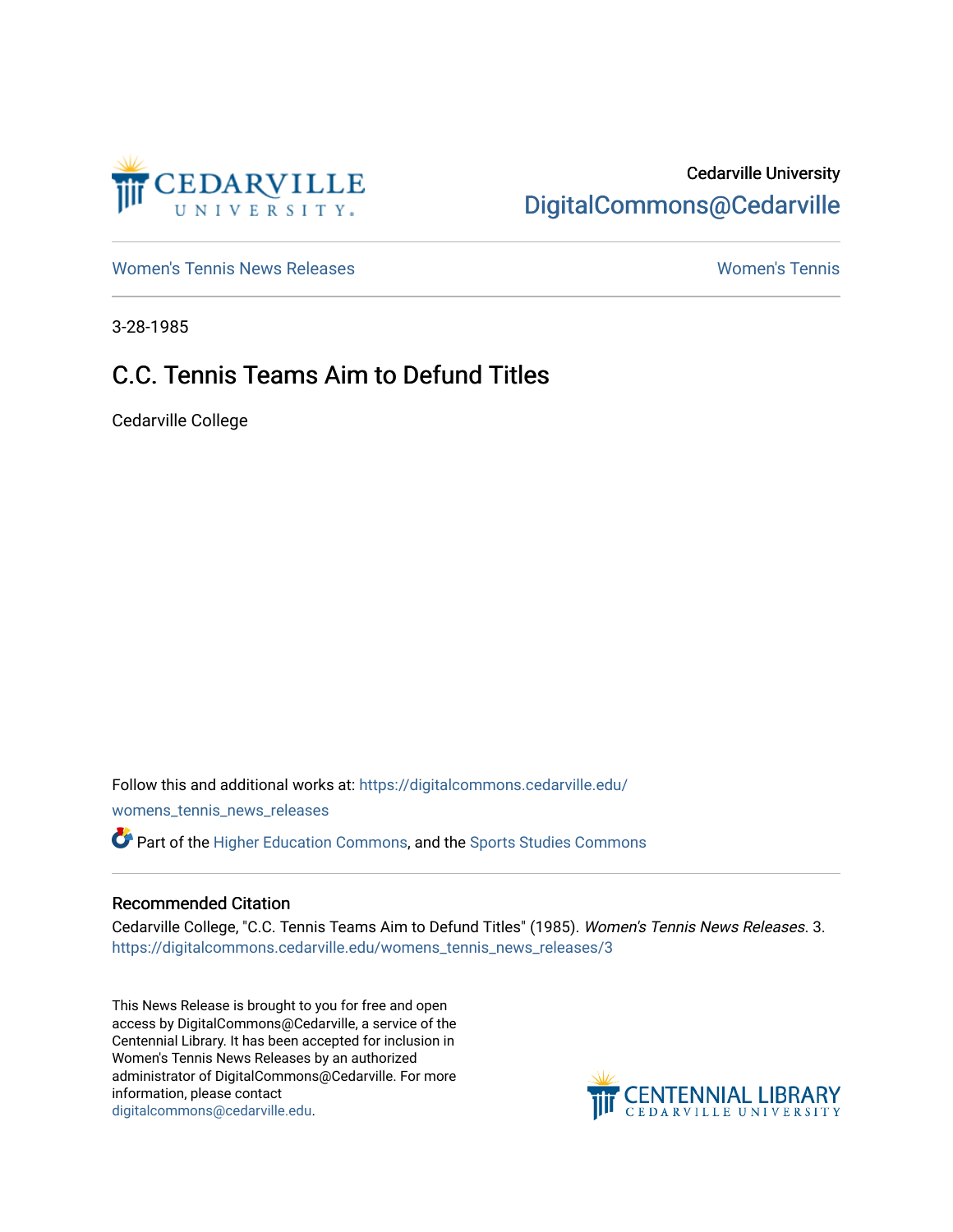Cedarville University

DigitalCommons@Cedarville

Women's Tennis News Releases | Women's Tennis

3-28-1985

# C.C. Tennis Teams Aim to Defund Titles

Cedarville College

Follow this and additional works at: https://digitalcommons.cedarville.edu/womens_tennis_news_releases

Part of the Higher Education Commons, and the Sports Studies Commons

## Recommended Citation

Cedarville College, "C.C. Tennis Teams Aim to Defund Titles" (1985). *Women's Tennis News Releases*. 3. https://digitalcommons.cedarville.edu/womens_tennis_news_releases/3

This News Release is brought to you for free and open access by DigitalCommons@Cedarville, a service of the Centennial Library. It has been accepted for inclusion in Women's Tennis News Releases by an authorized administrator of DigitalCommons@Cedarville. For more information, please contact digitalcommons@cedarville.edu.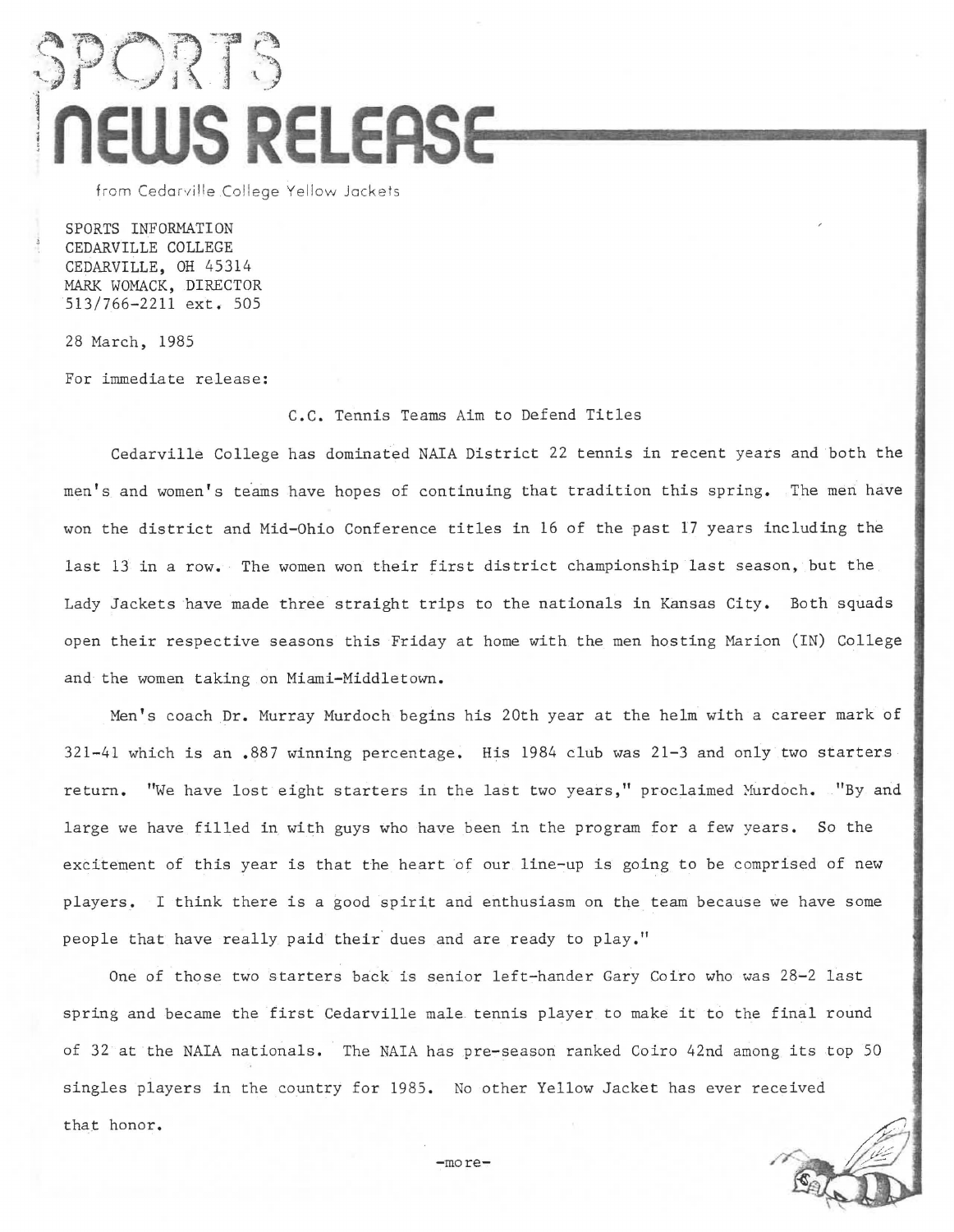# SPORTS NEWS RELEASE

from Cedarville College Yellow Jackets

SPORTS INFORMATION
CEDARVILLE COLLEGE
CEDARVILLE, OH 45314
MARK WOMACK, DIRECTOR
513/766-2211 ext. 505

28 March, 1985

For immediate release:

C.C. Tennis Teams Aim to Defend Titles

Cedarville College has dominated NAIA District 22 tennis in recent years and both the men's and women's teams have hopes of continuing that tradition this spring. The men have won the district and Mid-Ohio Conference titles in 16 of the past 17 years including the last 13 in a row. The women won their first district championship last season, but the Lady Jackets have made three straight trips to the nationals in Kansas City. Both squads open their respective seasons this Friday at home with the men hosting Marion (IN) College and the women taking on Miami-Middletown.

Men's coach Dr. Murray Murdoch begins his 20th year at the helm with a career mark of 321-41 which is an .887 winning percentage. His 1984 club was 21-3 and only two starters return. "We have lost eight starters in the last two years," proclaimed Murdoch. "By and large we have filled in with guys who have been in the program for a few years. So the excitement of this year is that the heart of our line-up is going to be comprised of new players. I think there is a good spirit and enthusiasm on the team because we have some people that have really paid their dues and are ready to play."

One of those two starters back is senior left-hander Gary Coiro who was 28-2 last spring and became the first Cedarville male tennis player to make it to the final round of 32 at the NAIA nationals. The NAIA has pre-season ranked Coiro 42nd among its top 50 singles players in the country for 1985. No other Yellow Jacket has ever received that honor.

-more-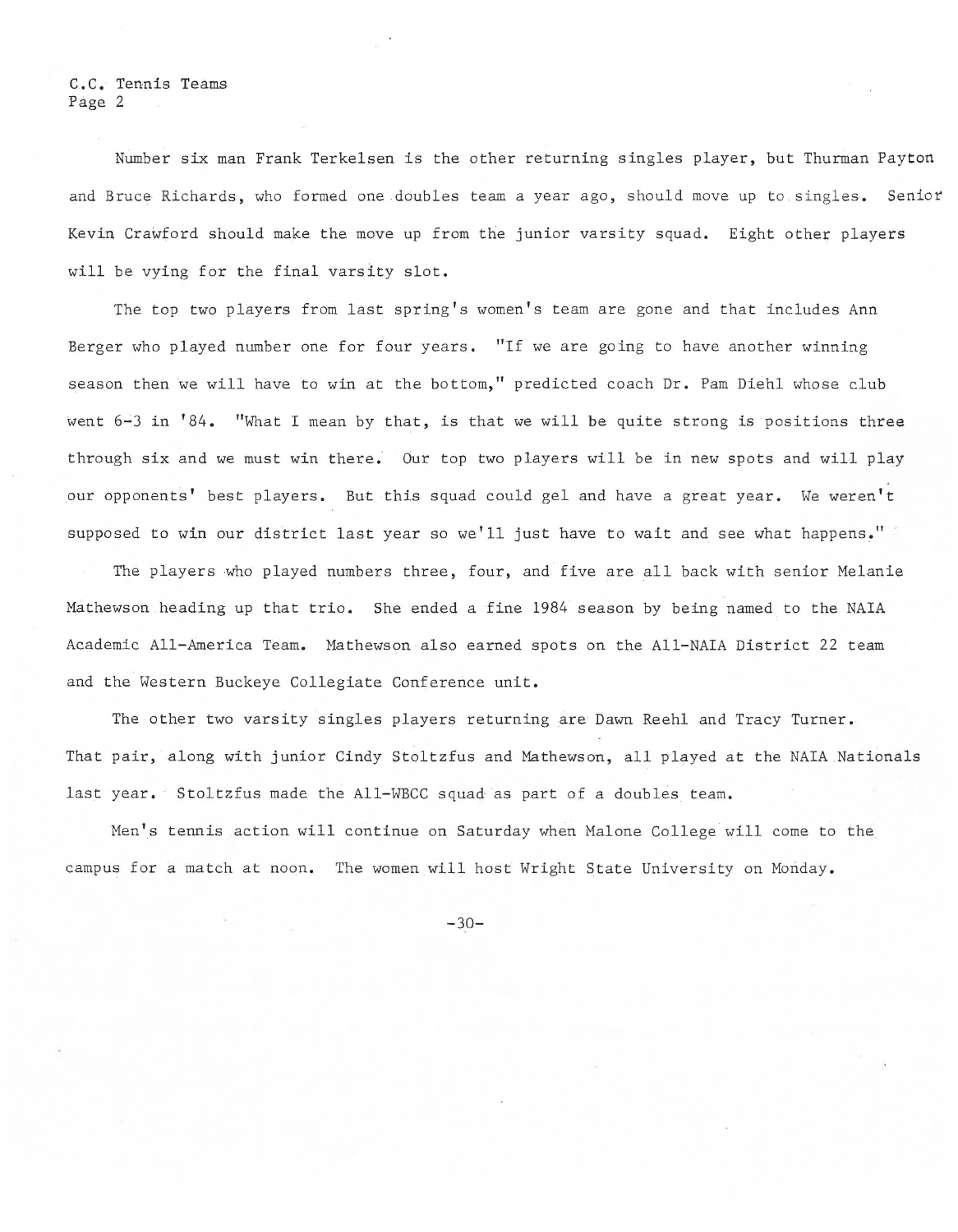Number six man Frank Terkelsen is the other returning singles player, but Thurman Payton and Bruce Richards, who formed one doubles team a year ago, should move up to singles. Senior Kevin Crawford should make the move up from the junior varsity squad. Eight other players will be vying for the final varsity slot.

The top two players from last spring's women's team are gone and that includes Ann Berger who played number one for four years. "If we are going to have another winning season then we will have to win at the bottom," predicted coach Dr. Pam Diehl whose club went 6-3 in '84. "What I mean by that, is that we will be quite strong is positions three through six and we must win there. Our top two players will be in new spots and will play our opponents' best players. But this squad could gel and have a great year. We weren't supposed to win our district last year so we'll just have to wait and see what happens."

The players who played numbers three, four, and five are all back with senior Melanie Mathewson heading up that trio. She ended a fine 1984 season by being named to the NAIA Academic All-America Team. Mathewson also earned spots on the All-NAIA District 22 team and the Western Buckeye Collegiate Conference unit.

The other two varsity singles players returning are Dawn Reehl and Tracy Turner. That pair, along with junior Cindy Stoltzfus and Mathewson, all played at the NAIA Nationals last year. Stoltzfus made the All-WBCC squad as part of a doubles team.

Men's tennis action will continue on Saturday when Malone College will come to the campus for a match at noon. The women will host Wright State University on Monday.

-30-